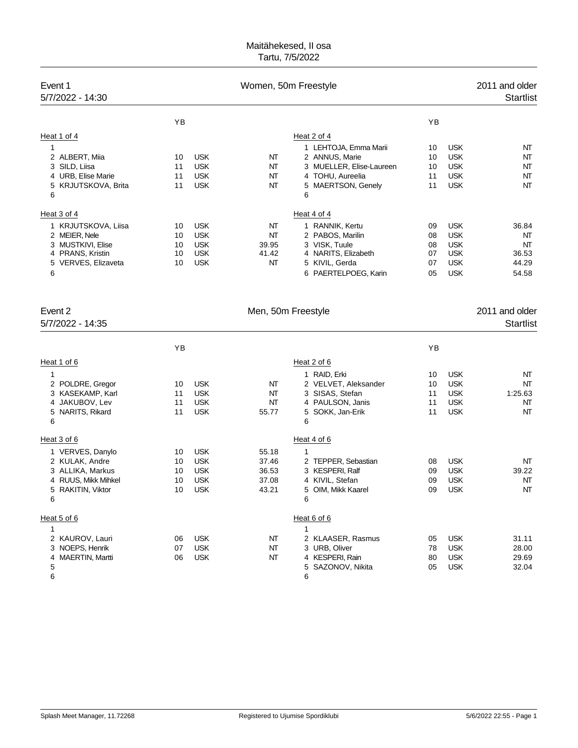Maitähekesed, II osa

Tartu, 7/5/2022

## Event 1 — Women, 50m Freestyle — 2011 and older

5/7/2022 - 14:30 — Startlist

**Heat 1 of 4**

| Lane | Name | YB | Club | Time |
|---|---|---|---|---|
| 1 | | | | |
| 2 | ALBERT, Miia | 10 | USK | NT |
| 3 | SILD, Liisa | 11 | USK | NT |
| 4 | URB, Elise Marie | 11 | USK | NT |
| 5 | KRJUTSKOVA, Brita | 11 | USK | NT |
| 6 | | | | |

**Heat 2 of 4**

| Lane | Name | YB | Club | Time |
|---|---|---|---|---|
| 1 | LEHTOJA, Emma Marii | 10 | USK | NT |
| 2 | ANNUS, Marie | 10 | USK | NT |
| 3 | MUELLER, Elise-Laureen | 10 | USK | NT |
| 4 | TOHU, Aureelia | 11 | USK | NT |
| 5 | MAERTSON, Genely | 11 | USK | NT |
| 6 | | | | |

**Heat 3 of 4**

| Lane | Name | YB | Club | Time |
|---|---|---|---|---|
| 1 | KRJUTSKOVA, Liisa | 10 | USK | NT |
| 2 | MEIER, Nele | 10 | USK | NT |
| 3 | MUSTKIVI, Elise | 10 | USK | 39.95 |
| 4 | PRANS, Kristin | 10 | USK | 41.42 |
| 5 | VERVES, Elizaveta | 10 | USK | NT |
| 6 | | | | |

**Heat 4 of 4**

| Lane | Name | YB | Club | Time |
|---|---|---|---|---|
| 1 | RANNIK, Kertu | 09 | USK | 36.84 |
| 2 | PABOS, Marilin | 08 | USK | NT |
| 3 | VISK, Tuule | 08 | USK | NT |
| 4 | NARITS, Elizabeth | 07 | USK | 36.53 |
| 5 | KIVIL, Gerda | 07 | USK | 44.29 |
| 6 | PAERTELPOEG, Karin | 05 | USK | 54.58 |

## Event 2 — Men, 50m Freestyle — 2011 and older

5/7/2022 - 14:35 — Startlist

**Heat 1 of 6**

| Lane | Name | YB | Club | Time |
|---|---|---|---|---|
| 1 | | | | |
| 2 | POLDRE, Gregor | 10 | USK | NT |
| 3 | KASEKAMP, Karl | 11 | USK | NT |
| 4 | JAKUBOV, Lev | 11 | USK | NT |
| 5 | NARITS, Rikard | 11 | USK | 55.77 |
| 6 | | | | |

**Heat 2 of 6**

| Lane | Name | YB | Club | Time |
|---|---|---|---|---|
| 1 | RAID, Erki | 10 | USK | NT |
| 2 | VELVET, Aleksander | 10 | USK | NT |
| 3 | SISAS, Stefan | 11 | USK | 1:25.63 |
| 4 | PAULSON, Janis | 11 | USK | NT |
| 5 | SOKK, Jan-Erik | 11 | USK | NT |
| 6 | | | | |

**Heat 3 of 6**

| Lane | Name | YB | Club | Time |
|---|---|---|---|---|
| 1 | VERVES, Danylo | 10 | USK | 55.18 |
| 2 | KULAK, Andre | 10 | USK | 37.46 |
| 3 | ALLIKA, Markus | 10 | USK | 36.53 |
| 4 | RUUS, Mikk Mihkel | 10 | USK | 37.08 |
| 5 | RAKITIN, Viktor | 10 | USK | 43.21 |
| 6 | | | | |

**Heat 4 of 6**

| Lane | Name | YB | Club | Time |
|---|---|---|---|---|
| 1 | | | | |
| 2 | TEPPER, Sebastian | 08 | USK | NT |
| 3 | KESPERI, Ralf | 09 | USK | 39.22 |
| 4 | KIVIL, Stefan | 09 | USK | NT |
| 5 | OIM, Mikk Kaarel | 09 | USK | NT |
| 6 | | | | |

**Heat 5 of 6**

| Lane | Name | YB | Club | Time |
|---|---|---|---|---|
| 1 | | | | |
| 2 | KAUROV, Lauri | 06 | USK | NT |
| 3 | NOEPS, Henrik | 07 | USK | NT |
| 4 | MAERTIN, Martti | 06 | USK | NT |
| 5 | | | | |
| 6 | | | | |

**Heat 6 of 6**

| Lane | Name | YB | Club | Time |
|---|---|---|---|---|
| 1 | | | | |
| 2 | KLAASER, Rasmus | 05 | USK | 31.11 |
| 3 | URB, Oliver | 78 | USK | 28.00 |
| 4 | KESPERI, Rain | 80 | USK | 29.69 |
| 5 | SAZONOV, Nikita | 05 | USK | 32.04 |
| 6 | | | | |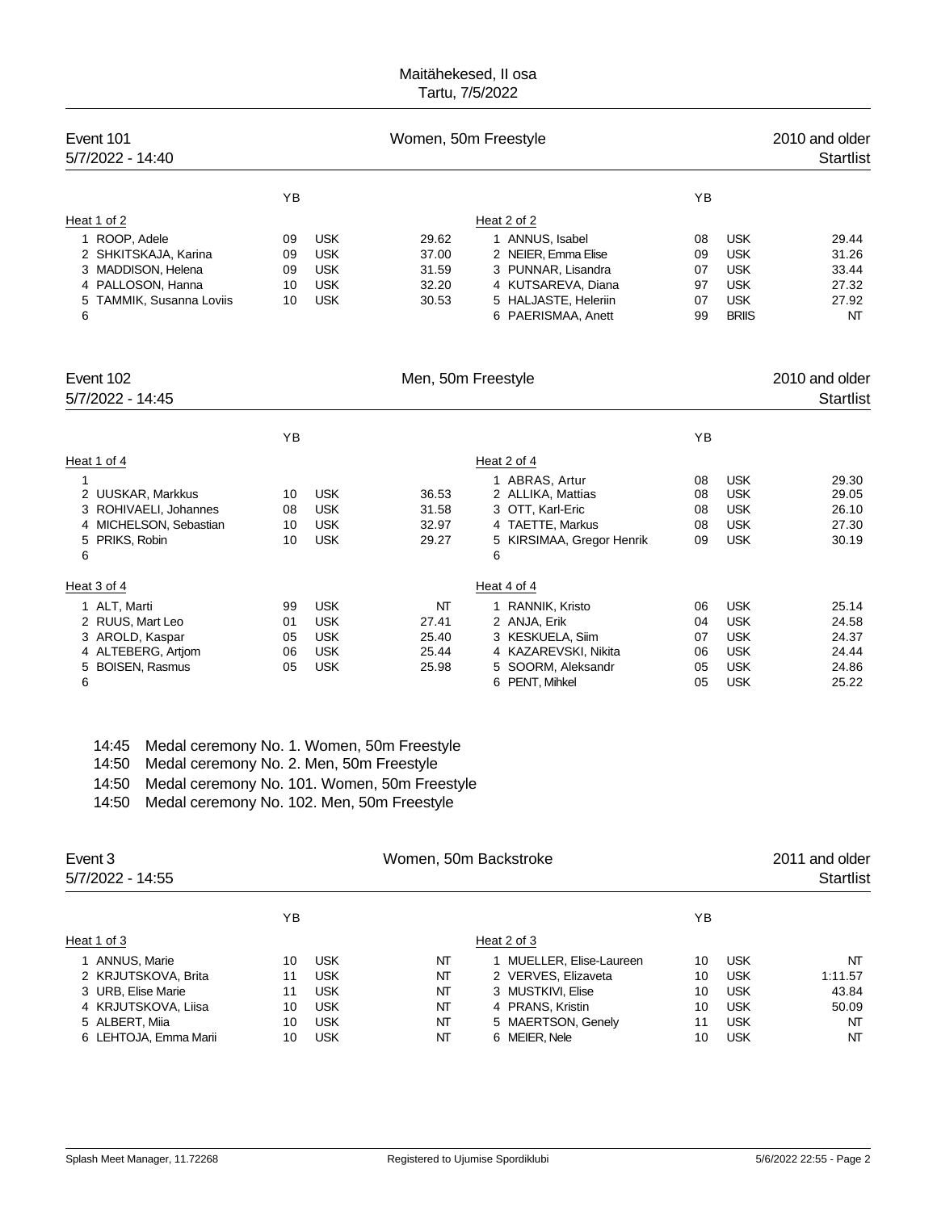Maitähekesed, II osa
Tartu, 7/5/2022

## Event 101 — Women, 50m Freestyle — 2010 and older

5/7/2022 - 14:40 — Startlist

**Heat 1 of 2**

| Lane | Name | YB | Club | Time |
|---|---|---|---|---|
| 1 | ROOP, Adele | 09 | USK | 29.62 |
| 2 | SHKITSKAJA, Karina | 09 | USK | 37.00 |
| 3 | MADDISON, Helena | 09 | USK | 31.59 |
| 4 | PALLOSON, Hanna | 10 | USK | 32.20 |
| 5 | TAMMIK, Susanna Loviis | 10 | USK | 30.53 |
| 6 | | | | |

**Heat 2 of 2**

| Lane | Name | YB | Club | Time |
|---|---|---|---|---|
| 1 | ANNUS, Isabel | 08 | USK | 29.44 |
| 2 | NEIER, Emma Elise | 09 | USK | 31.26 |
| 3 | PUNNAR, Lisandra | 07 | USK | 33.44 |
| 4 | KUTSAREVA, Diana | 97 | USK | 27.32 |
| 5 | HALJASTE, Heleriin | 07 | USK | 27.92 |
| 6 | PAERISMAA, Anett | 99 | BRIIS | NT |

## Event 102 — Men, 50m Freestyle — 2010 and older

5/7/2022 - 14:45 — Startlist

**Heat 1 of 4**

| Lane | Name | YB | Club | Time |
|---|---|---|---|---|
| 1 | | | | |
| 2 | UUSKAR, Markkus | 10 | USK | 36.53 |
| 3 | ROHIVAELI, Johannes | 08 | USK | 31.58 |
| 4 | MICHELSON, Sebastian | 10 | USK | 32.97 |
| 5 | PRIKS, Robin | 10 | USK | 29.27 |
| 6 | | | | |

**Heat 2 of 4**

| Lane | Name | YB | Club | Time |
|---|---|---|---|---|
| 1 | ABRAS, Artur | 08 | USK | 29.30 |
| 2 | ALLIKA, Mattias | 08 | USK | 29.05 |
| 3 | OTT, Karl-Eric | 08 | USK | 26.10 |
| 4 | TAETTE, Markus | 08 | USK | 27.30 |
| 5 | KIRSIMAA, Gregor Henrik | 09 | USK | 30.19 |
| 6 | | | | |

**Heat 3 of 4**

| Lane | Name | YB | Club | Time |
|---|---|---|---|---|
| 1 | ALT, Marti | 99 | USK | NT |
| 2 | RUUS, Mart Leo | 01 | USK | 27.41 |
| 3 | AROLD, Kaspar | 05 | USK | 25.40 |
| 4 | ALTEBERG, Artjom | 06 | USK | 25.44 |
| 5 | BOISEN, Rasmus | 05 | USK | 25.98 |
| 6 | | | | |

**Heat 4 of 4**

| Lane | Name | YB | Club | Time |
|---|---|---|---|---|
| 1 | RANNIK, Kristo | 06 | USK | 25.14 |
| 2 | ANJA, Erik | 04 | USK | 24.58 |
| 3 | KESKUELA, Siim | 07 | USK | 24.37 |
| 4 | KAZAREVSKI, Nikita | 06 | USK | 24.44 |
| 5 | SOORM, Aleksandr | 05 | USK | 24.86 |
| 6 | PENT, Mihkel | 05 | USK | 25.22 |

14:45 Medal ceremony No. 1. Women, 50m Freestyle
14:50 Medal ceremony No. 2. Men, 50m Freestyle
14:50 Medal ceremony No. 101. Women, 50m Freestyle
14:50 Medal ceremony No. 102. Men, 50m Freestyle

## Event 3 — Women, 50m Backstroke — 2011 and older

5/7/2022 - 14:55 — Startlist

**Heat 1 of 3**

| Lane | Name | YB | Club | Time |
|---|---|---|---|---|
| 1 | ANNUS, Marie | 10 | USK | NT |
| 2 | KRJUTSKOVA, Brita | 11 | USK | NT |
| 3 | URB, Elise Marie | 11 | USK | NT |
| 4 | KRJUTSKOVA, Liisa | 10 | USK | NT |
| 5 | ALBERT, Miia | 10 | USK | NT |
| 6 | LEHTOJA, Emma Marii | 10 | USK | NT |

**Heat 2 of 3**

| Lane | Name | YB | Club | Time |
|---|---|---|---|---|
| 1 | MUELLER, Elise-Laureen | 10 | USK | NT |
| 2 | VERVES, Elizaveta | 10 | USK | 1:11.57 |
| 3 | MUSTKIVI, Elise | 10 | USK | 43.84 |
| 4 | PRANS, Kristin | 10 | USK | 50.09 |
| 5 | MAERTSON, Genely | 11 | USK | NT |
| 6 | MEIER, Nele | 10 | USK | NT |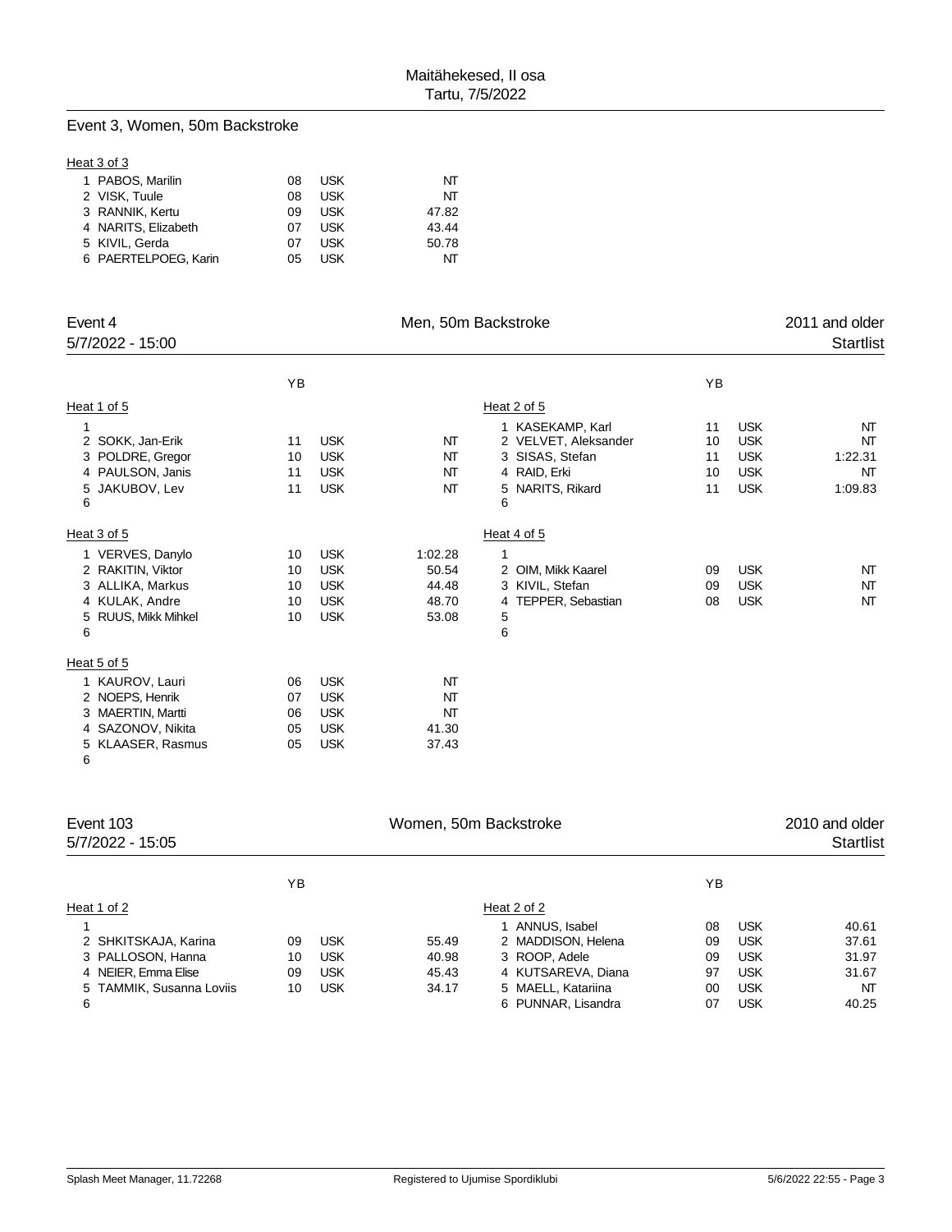Maitähekesed, II osa
Tartu, 7/5/2022

## Event 3, Women, 50m Backstroke

Heat 3 of 3

| Lane | Name | YB | Club | Time |
|---|---|---|---|---|
| 1 | PABOS, Marilin | 08 | USK | NT |
| 2 | VISK, Tuule | 08 | USK | NT |
| 3 | RANNIK, Kertu | 09 | USK | 47.82 |
| 4 | NARITS, Elizabeth | 07 | USK | 43.44 |
| 5 | KIVIL, Gerda | 07 | USK | 50.78 |
| 6 | PAERTELPOEG, Karin | 05 | USK | NT |

## Event 4 — Men, 50m Backstroke — 2011 and older

5/7/2022 - 15:00 — Startlist

Heat 1 of 5

| Lane | Name | YB | Club | Time |
|---|---|---|---|---|
| 1 | | | | |
| 2 | SOKK, Jan-Erik | 11 | USK | NT |
| 3 | POLDRE, Gregor | 10 | USK | NT |
| 4 | PAULSON, Janis | 11 | USK | NT |
| 5 | JAKUBOV, Lev | 11 | USK | NT |
| 6 | | | | |

Heat 2 of 5

| Lane | Name | YB | Club | Time |
|---|---|---|---|---|
| 1 | KASEKAMP, Karl | 11 | USK | NT |
| 2 | VELVET, Aleksander | 10 | USK | NT |
| 3 | SISAS, Stefan | 11 | USK | 1:22.31 |
| 4 | RAID, Erki | 10 | USK | NT |
| 5 | NARITS, Rikard | 11 | USK | 1:09.83 |
| 6 | | | | |

Heat 3 of 5

| Lane | Name | YB | Club | Time |
|---|---|---|---|---|
| 1 | VERVES, Danylo | 10 | USK | 1:02.28 |
| 2 | RAKITIN, Viktor | 10 | USK | 50.54 |
| 3 | ALLIKA, Markus | 10 | USK | 44.48 |
| 4 | KULAK, Andre | 10 | USK | 48.70 |
| 5 | RUUS, Mikk Mihkel | 10 | USK | 53.08 |
| 6 | | | | |

Heat 4 of 5

| Lane | Name | YB | Club | Time |
|---|---|---|---|---|
| 1 | | | | |
| 2 | OIM, Mikk Kaarel | 09 | USK | NT |
| 3 | KIVIL, Stefan | 09 | USK | NT |
| 4 | TEPPER, Sebastian | 08 | USK | NT |
| 5 | | | | |
| 6 | | | | |

Heat 5 of 5

| Lane | Name | YB | Club | Time |
|---|---|---|---|---|
| 1 | KAUROV, Lauri | 06 | USK | NT |
| 2 | NOEPS, Henrik | 07 | USK | NT |
| 3 | MAERTIN, Martti | 06 | USK | NT |
| 4 | SAZONOV, Nikita | 05 | USK | 41.30 |
| 5 | KLAASER, Rasmus | 05 | USK | 37.43 |
| 6 | | | | |

## Event 103 — Women, 50m Backstroke — 2010 and older

5/7/2022 - 15:05 — Startlist

Heat 1 of 2

| Lane | Name | YB | Club | Time |
|---|---|---|---|---|
| 1 | | | | |
| 2 | SHKITSKAJA, Karina | 09 | USK | 55.49 |
| 3 | PALLOSON, Hanna | 10 | USK | 40.98 |
| 4 | NEIER, Emma Elise | 09 | USK | 45.43 |
| 5 | TAMMIK, Susanna Loviis | 10 | USK | 34.17 |
| 6 | | | | |

Heat 2 of 2

| Lane | Name | YB | Club | Time |
|---|---|---|---|---|
| 1 | ANNUS, Isabel | 08 | USK | 40.61 |
| 2 | MADDISON, Helena | 09 | USK | 37.61 |
| 3 | ROOP, Adele | 09 | USK | 31.97 |
| 4 | KUTSAREVA, Diana | 97 | USK | 31.67 |
| 5 | MAELL, Katariina | 00 | USK | NT |
| 6 | PUNNAR, Lisandra | 07 | USK | 40.25 |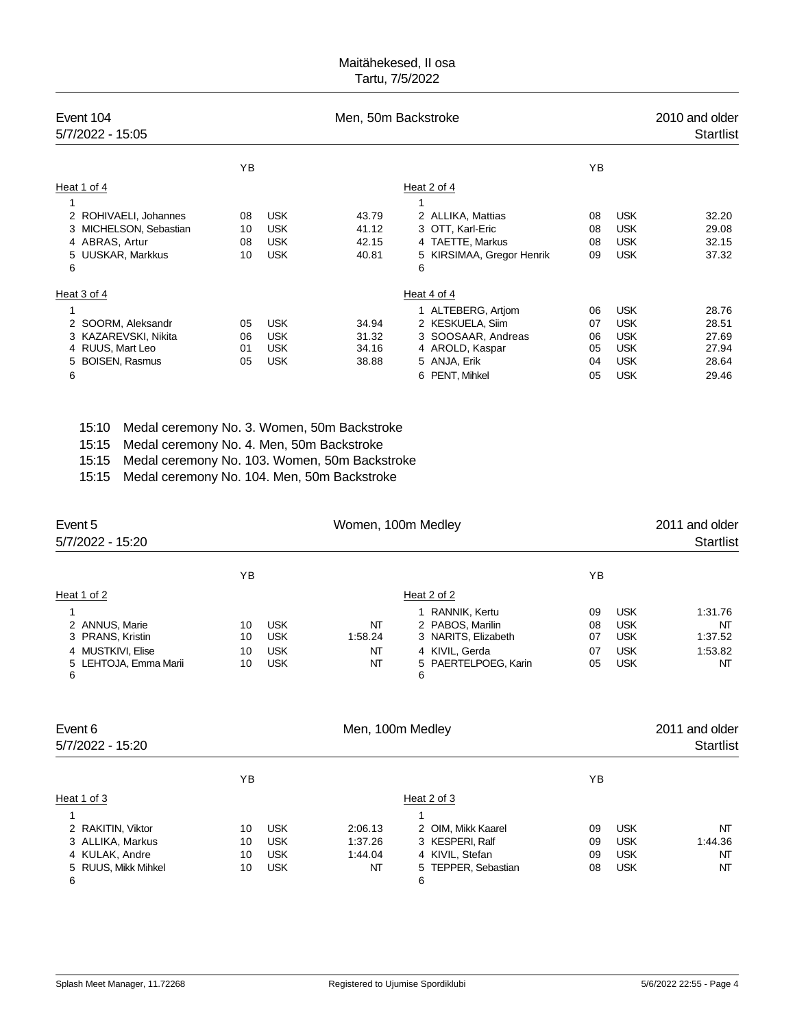Maitähekesed, II osa
Tartu, 7/5/2022

## Event 104 — Men, 50m Backstroke — 2010 and older

5/7/2022 - 15:05 — Startlist

**Heat 1 of 4**

| Lane | Name | YB | Club | Entry time |
|---|---|---|---|---|
| 1 | | | | |
| 2 | ROHIVAELI, Johannes | 08 | USK | 43.79 |
| 3 | MICHELSON, Sebastian | 10 | USK | 41.12 |
| 4 | ABRAS, Artur | 08 | USK | 42.15 |
| 5 | UUSKAR, Markkus | 10 | USK | 40.81 |
| 6 | | | | |

**Heat 2 of 4**

| Lane | Name | YB | Club | Entry time |
|---|---|---|---|---|
| 1 | | | | |
| 2 | ALLIKA, Mattias | 08 | USK | 32.20 |
| 3 | OTT, Karl-Eric | 08 | USK | 29.08 |
| 4 | TAETTE, Markus | 08 | USK | 32.15 |
| 5 | KIRSIMAA, Gregor Henrik | 09 | USK | 37.32 |
| 6 | | | | |

**Heat 3 of 4**

| Lane | Name | YB | Club | Entry time |
|---|---|---|---|---|
| 1 | | | | |
| 2 | SOORM, Aleksandr | 05 | USK | 34.94 |
| 3 | KAZAREVSKI, Nikita | 06 | USK | 31.32 |
| 4 | RUUS, Mart Leo | 01 | USK | 34.16 |
| 5 | BOISEN, Rasmus | 05 | USK | 38.88 |
| 6 | | | | |

**Heat 4 of 4**

| Lane | Name | YB | Club | Entry time |
|---|---|---|---|---|
| 1 | ALTEBERG, Artjom | 06 | USK | 28.76 |
| 2 | KESKUELA, Siim | 07 | USK | 28.51 |
| 3 | SOOSAAR, Andreas | 06 | USK | 27.69 |
| 4 | AROLD, Kaspar | 05 | USK | 27.94 |
| 5 | ANJA, Erik | 04 | USK | 28.64 |
| 6 | PENT, Mihkel | 05 | USK | 29.46 |

15:10 Medal ceremony No. 3. Women, 50m Backstroke
15:15 Medal ceremony No. 4. Men, 50m Backstroke
15:15 Medal ceremony No. 103. Women, 50m Backstroke
15:15 Medal ceremony No. 104. Men, 50m Backstroke

## Event 5 — Women, 100m Medley — 2011 and older

5/7/2022 - 15:20 — Startlist

**Heat 1 of 2**

| Lane | Name | YB | Club | Entry time |
|---|---|---|---|---|
| 1 | | | | |
| 2 | ANNUS, Marie | 10 | USK | NT |
| 3 | PRANS, Kristin | 10 | USK | 1:58.24 |
| 4 | MUSTKIVI, Elise | 10 | USK | NT |
| 5 | LEHTOJA, Emma Marii | 10 | USK | NT |
| 6 | | | | |

**Heat 2 of 2**

| Lane | Name | YB | Club | Entry time |
|---|---|---|---|---|
| 1 | RANNIK, Kertu | 09 | USK | 1:31.76 |
| 2 | PABOS, Marilin | 08 | USK | NT |
| 3 | NARITS, Elizabeth | 07 | USK | 1:37.52 |
| 4 | KIVIL, Gerda | 07 | USK | 1:53.82 |
| 5 | PAERTELPOEG, Karin | 05 | USK | NT |
| 6 | | | | |

## Event 6 — Men, 100m Medley — 2011 and older

5/7/2022 - 15:20 — Startlist

**Heat 1 of 3**

| Lane | Name | YB | Club | Entry time |
|---|---|---|---|---|
| 1 | | | | |
| 2 | RAKITIN, Viktor | 10 | USK | 2:06.13 |
| 3 | ALLIKA, Markus | 10 | USK | 1:37.26 |
| 4 | KULAK, Andre | 10 | USK | 1:44.04 |
| 5 | RUUS, Mikk Mihkel | 10 | USK | NT |
| 6 | | | | |

**Heat 2 of 3**

| Lane | Name | YB | Club | Entry time |
|---|---|---|---|---|
| 1 | | | | |
| 2 | OIM, Mikk Kaarel | 09 | USK | NT |
| 3 | KESPERI, Ralf | 09 | USK | 1:44.36 |
| 4 | KIVIL, Stefan | 09 | USK | NT |
| 5 | TEPPER, Sebastian | 08 | USK | NT |
| 6 | | | | |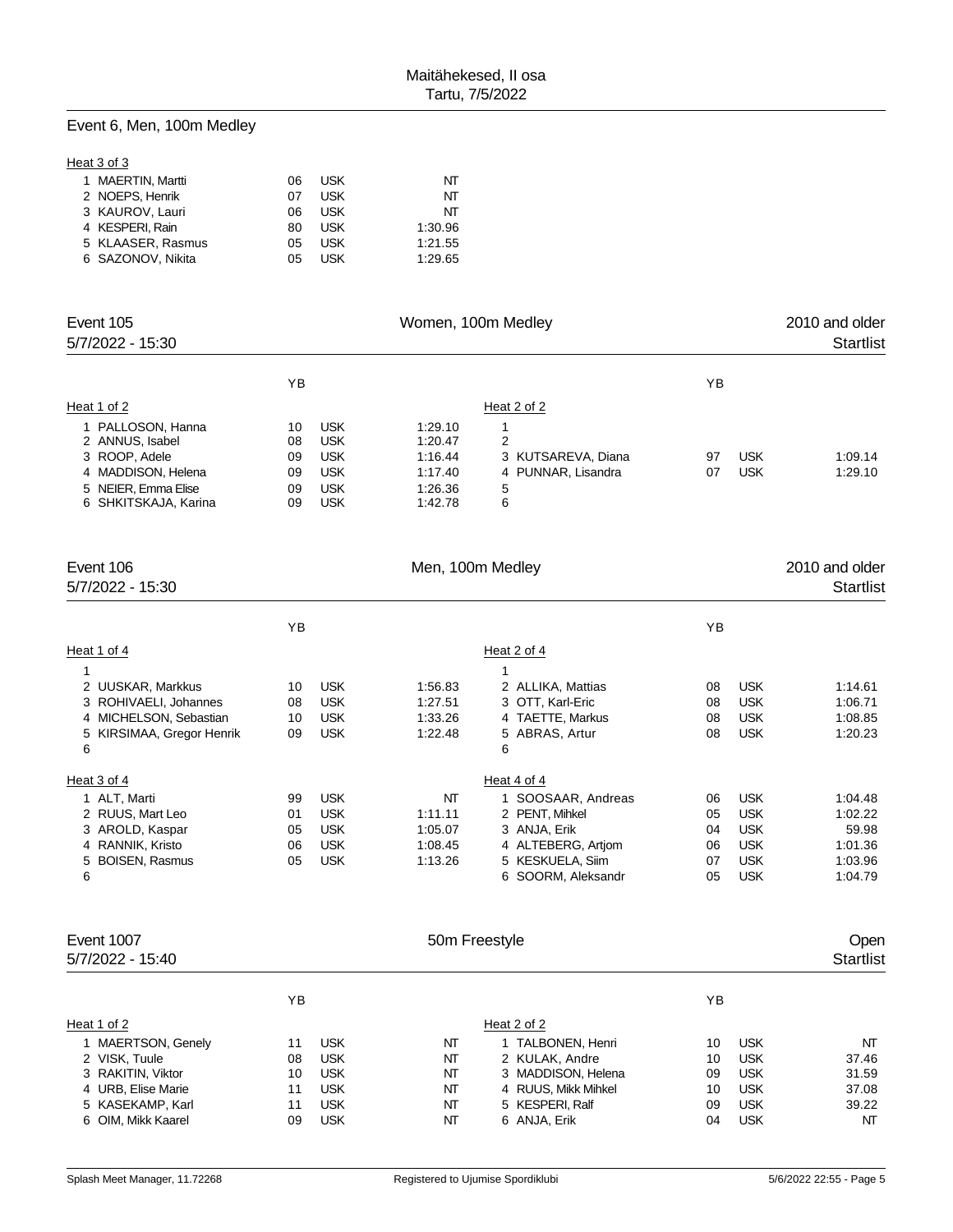Maitähekesed, II osa
Tartu, 7/5/2022

## Event 6, Men, 100m Medley

Heat 3 of 3

| Lane | Name | YB | Club | Time |
|---|---|---|---|---|
| 1 | MAERTIN, Martti | 06 | USK | NT |
| 2 | NOEPS, Henrik | 07 | USK | NT |
| 3 | KAUROV, Lauri | 06 | USK | NT |
| 4 | KESPERI, Rain | 80 | USK | 1:30.96 |
| 5 | KLAASER, Rasmus | 05 | USK | 1:21.55 |
| 6 | SAZONOV, Nikita | 05 | USK | 1:29.65 |

## Event 105 — Women, 100m Medley — 2010 and older

5/7/2022 - 15:30 — Startlist

Heat 1 of 2

| Lane | Name | YB | Club | Time |
|---|---|---|---|---|
| 1 | PALLOSON, Hanna | 10 | USK | 1:29.10 |
| 2 | ANNUS, Isabel | 08 | USK | 1:20.47 |
| 3 | ROOP, Adele | 09 | USK | 1:16.44 |
| 4 | MADDISON, Helena | 09 | USK | 1:17.40 |
| 5 | NEIER, Emma Elise | 09 | USK | 1:26.36 |
| 6 | SHKITSKAJA, Karina | 09 | USK | 1:42.78 |

Heat 2 of 2

| Lane | Name | YB | Club | Time |
|---|---|---|---|---|
| 1 | | | | |
| 2 | | | | |
| 3 | KUTSAREVA, Diana | 97 | USK | 1:09.14 |
| 4 | PUNNAR, Lisandra | 07 | USK | 1:29.10 |
| 5 | | | | |
| 6 | | | | |

## Event 106 — Men, 100m Medley — 2010 and older

5/7/2022 - 15:30 — Startlist

Heat 1 of 4

| Lane | Name | YB | Club | Time |
|---|---|---|---|---|
| 1 | | | | |
| 2 | UUSKAR, Markkus | 10 | USK | 1:56.83 |
| 3 | ROHIVAELI, Johannes | 08 | USK | 1:27.51 |
| 4 | MICHELSON, Sebastian | 10 | USK | 1:33.26 |
| 5 | KIRSIMAA, Gregor Henrik | 09 | USK | 1:22.48 |
| 6 | | | | |

Heat 2 of 4

| Lane | Name | YB | Club | Time |
|---|---|---|---|---|
| 1 | | | | |
| 2 | ALLIKA, Mattias | 08 | USK | 1:14.61 |
| 3 | OTT, Karl-Eric | 08 | USK | 1:06.71 |
| 4 | TAETTE, Markus | 08 | USK | 1:08.85 |
| 5 | ABRAS, Artur | 08 | USK | 1:20.23 |
| 6 | | | | |

Heat 3 of 4

| Lane | Name | YB | Club | Time |
|---|---|---|---|---|
| 1 | ALT, Marti | 99 | USK | NT |
| 2 | RUUS, Mart Leo | 01 | USK | 1:11.11 |
| 3 | AROLD, Kaspar | 05 | USK | 1:05.07 |
| 4 | RANNIK, Kristo | 06 | USK | 1:08.45 |
| 5 | BOISEN, Rasmus | 05 | USK | 1:13.26 |
| 6 | | | | |

Heat 4 of 4

| Lane | Name | YB | Club | Time |
|---|---|---|---|---|
| 1 | SOOSAAR, Andreas | 06 | USK | 1:04.48 |
| 2 | PENT, Mihkel | 05 | USK | 1:02.22 |
| 3 | ANJA, Erik | 04 | USK | 59.98 |
| 4 | ALTEBERG, Artjom | 06 | USK | 1:01.36 |
| 5 | KESKUELA, Siim | 07 | USK | 1:03.96 |
| 6 | SOORM, Aleksandr | 05 | USK | 1:04.79 |

## Event 1007 — 50m Freestyle — Open

5/7/2022 - 15:40 — Startlist

Heat 1 of 2

| Lane | Name | YB | Club | Time |
|---|---|---|---|---|
| 1 | MAERTSON, Genely | 11 | USK | NT |
| 2 | VISK, Tuule | 08 | USK | NT |
| 3 | RAKITIN, Viktor | 10 | USK | NT |
| 4 | URB, Elise Marie | 11 | USK | NT |
| 5 | KASEKAMP, Karl | 11 | USK | NT |
| 6 | OIM, Mikk Kaarel | 09 | USK | NT |

Heat 2 of 2

| Lane | Name | YB | Club | Time |
|---|---|---|---|---|
| 1 | TALBONEN, Henri | 10 | USK | NT |
| 2 | KULAK, Andre | 10 | USK | 37.46 |
| 3 | MADDISON, Helena | 09 | USK | 31.59 |
| 4 | RUUS, Mikk Mihkel | 10 | USK | 37.08 |
| 5 | KESPERI, Ralf | 09 | USK | 39.22 |
| 6 | ANJA, Erik | 04 | USK | NT |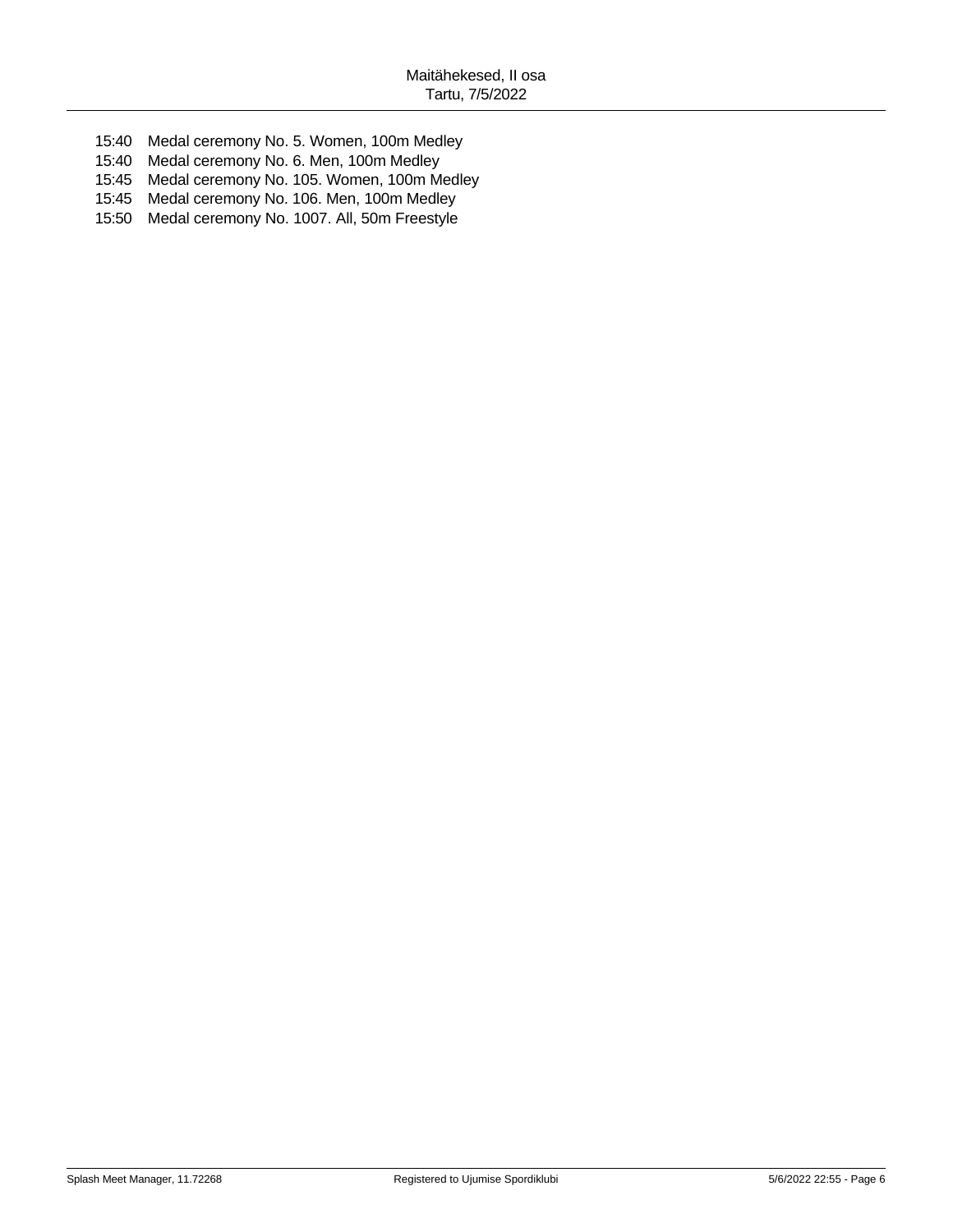15:40 Medal ceremony No. 5. Women, 100m Medley
15:40 Medal ceremony No. 6. Men, 100m Medley
15:45 Medal ceremony No. 105. Women, 100m Medley
15:45 Medal ceremony No. 106. Men, 100m Medley
15:50 Medal ceremony No. 1007. All, 50m Freestyle